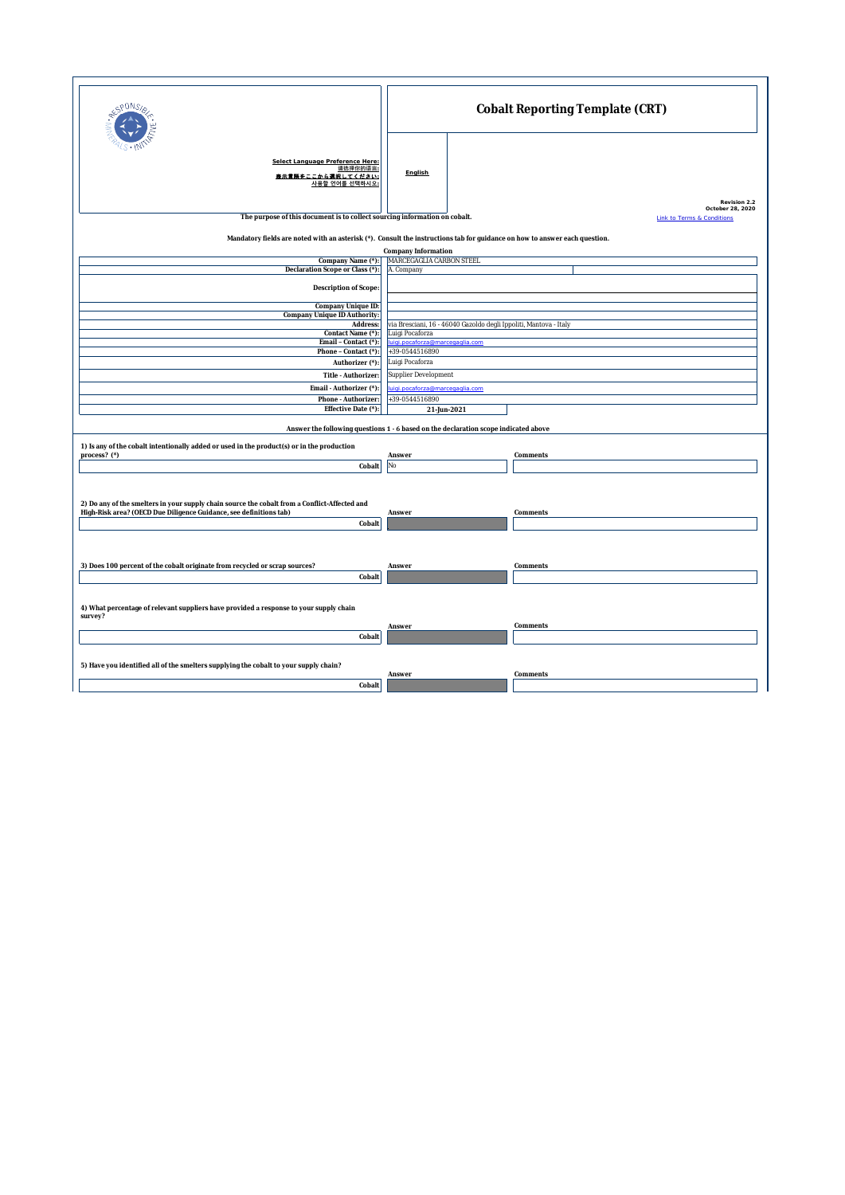# Cobalt Reporting Template (CRT)

**Select Language Preference Here:**
**请选择你的语言:**
**表示言語をここから選択してください:**
**사용할 언어를 선택하시오:**

**English**

**Revision 2.2**
**October 28, 2020**

The purpose of this document is to collect sourcing information on cobalt.

Link to Terms & Conditions

Mandatory fields are noted with an asterisk (*). Consult the instructions tab for guidance on how to answer each question.

**Company Information**

| Field | Value |
|---|---|
| Company Name (*): | MARCEGAGLIA CARBON STEEL |
| Declaration Scope or Class (*): | A. Company |
| Description of Scope: | |
| Company Unique ID: | |
| Company Unique ID Authority: | |
| Address: | via Bresciani, 16 - 46040 Gazoldo degli Ippoliti, Mantova - Italy |
| Contact Name (*): | Luigi Pocaforza |
| Email – Contact (*): | luigi.pocaforza@marcegaglia.com |
| Phone – Contact (*): | +39-0544516890 |
| Authorizer (*): | Luigi Pocaforza |
| Title - Authorizer: | Supplier Development |
| Email - Authorizer (*): | luigi.pocaforza@marcegaglia.com |
| Phone - Authorizer: | +39-0544516890 |
| Effective Date (*): | 21-Jun-2021 |

**Answer the following questions 1 - 6 based on the declaration scope indicated above**

**1) Is any of the cobalt intentionally added or used in the product(s) or in the production process? (*)**

| | Answer | Comments |
|---|---|---|
| Cobalt | No | |

**2) Do any of the smelters in your supply chain source the cobalt from a Conflict-Affected and High-Risk area? (OECD Due Diligence Guidance, see definitions tab)**

| | Answer | Comments |
|---|---|---|
| Cobalt | | |

**3) Does 100 percent of the cobalt originate from recycled or scrap sources?**

| | Answer | Comments |
|---|---|---|
| Cobalt | | |

**4) What percentage of relevant suppliers have provided a response to your supply chain survey?**

| | Answer | Comments |
|---|---|---|
| Cobalt | | |

**5) Have you identified all of the smelters supplying the cobalt to your supply chain?**

| | Answer | Comments |
|---|---|---|
| Cobalt | | |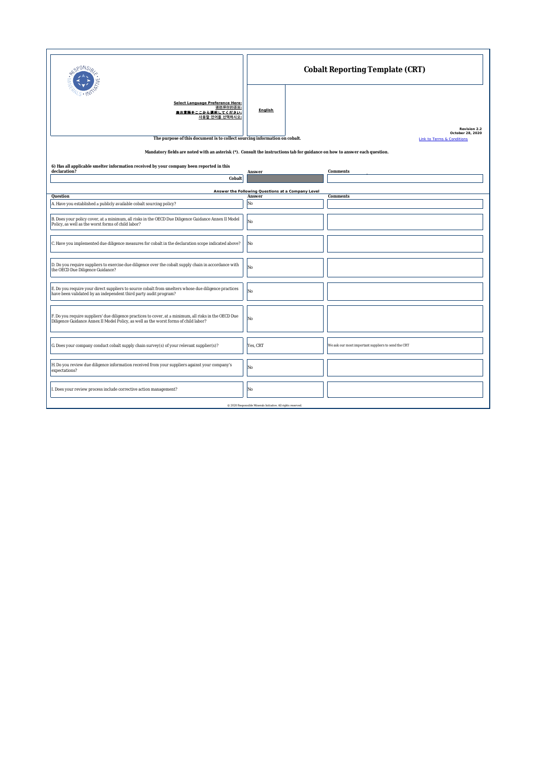# Cobalt Reporting Template (CRT)

**Select Language Preference Here:**
**请选择你的语言:**
**表示言語をここから選択してください:**
**사용할 언어를 선택하시오:**

**English**

**Revision 2.2**
**October 28, 2020**

Link to Terms & Conditions

**The purpose of this document is to collect sourcing information on cobalt.**

**Mandatory fields are noted with an asterisk (*). Consult the instructions tab for guidance on how to answer each question.**

| 6) Has all applicable smelter information received by your company been reported in this declaration? | Answer | Comments |
|---|---|---|
| Cobalt | | |

**Answer the Following Questions at a Company Level**

| Question | Answer | Comments |
|---|---|---|
| A. Have you established a publicly available cobalt sourcing policy? | No | |
| B. Does your policy cover, at a minimum, all risks in the OECD Due Diligence Guidance Annex II Model Policy, as well as the worst forms of child labor? | No | |
| C. Have you implemented due diligence measures for cobalt in the declaration scope indicated above? | No | |
| D. Do you require suppliers to exercise due diligence over the cobalt supply chain in accordance with the OECD Due Diligence Guidance? | No | |
| E. Do you require your direct suppliers to source cobalt from smelters whose due diligence practices have been validated by an independent third party audit program? | No | |
| F. Do you require suppliers' due diligence practices to cover, at a minimum, all risks in the OECD Due Diligence Guidance Annex II Model Policy, as well as the worst forms of child labor? | No | |
| G. Does your company conduct cobalt supply chain survey(s) of your relevant supplier(s)? | Yes, CRT | We ask our most important suppliers to send the CRT |
| H. Do you review due diligence information received from your suppliers against your company's expectations? | No | |
| I. Does your review process include corrective action management? | No | |

© 2020 Responsible Minerals Initiative. All rights reserved.